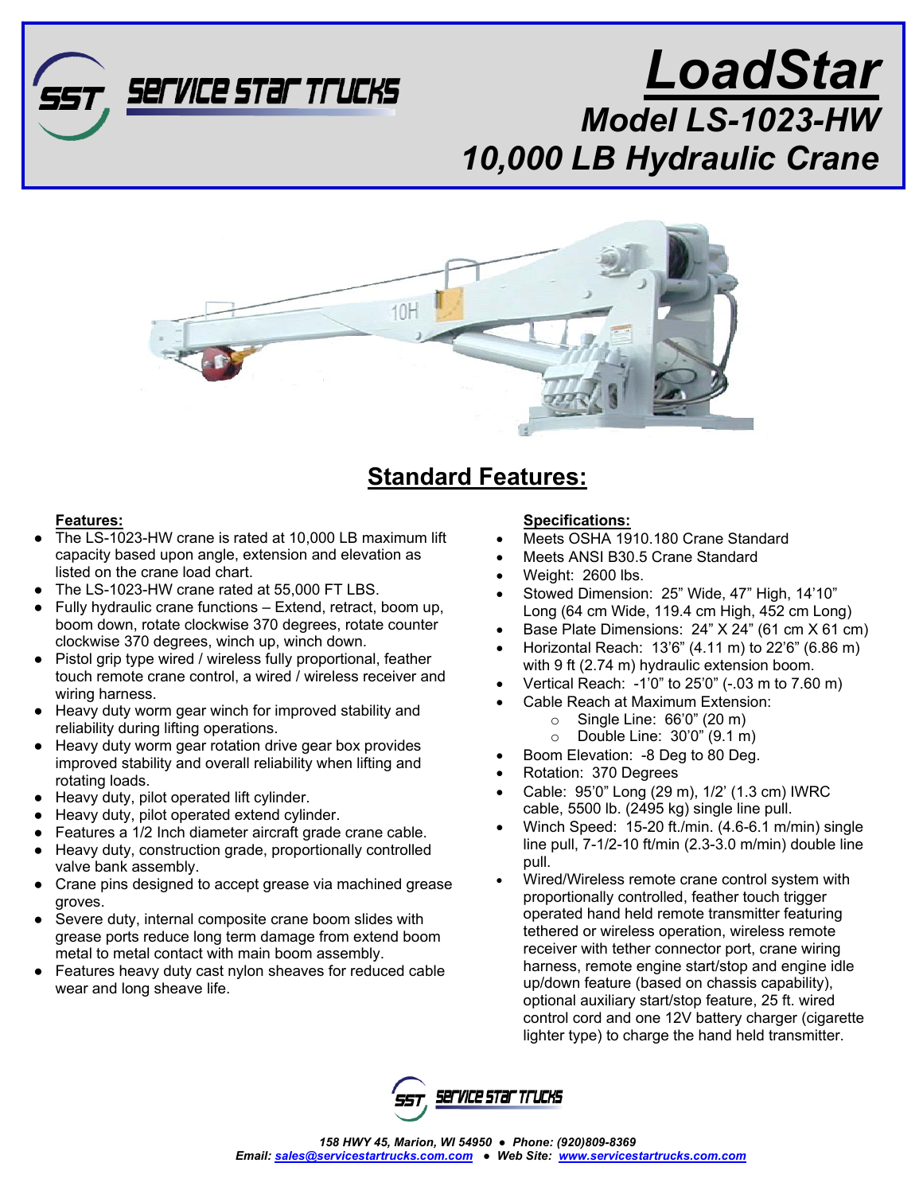Service Star Trucks

# LoadStar

## Model LS-1023-HW

## 10,000 LB Hydraulic Crane

## Standard Features:

**Features:**

- The LS-1023-HW crane is rated at 10,000 LB maximum lift capacity based upon angle, extension and elevation as listed on the crane load chart.
- The LS-1023-HW crane rated at 55,000 FT LBS.
- Fully hydraulic crane functions – Extend, retract, boom up, boom down, rotate clockwise 370 degrees, rotate counter clockwise 370 degrees, winch up, winch down.
- Pistol grip type wired / wireless fully proportional, feather touch remote crane control, a wired / wireless receiver and wiring harness.
- Heavy duty worm gear winch for improved stability and reliability during lifting operations.
- Heavy duty worm gear rotation drive gear box provides improved stability and overall reliability when lifting and rotating loads.
- Heavy duty, pilot operated lift cylinder.
- Heavy duty, pilot operated extend cylinder.
- Features a 1/2 Inch diameter aircraft grade crane cable.
- Heavy duty, construction grade, proportionally controlled valve bank assembly.
- Crane pins designed to accept grease via machined grease groves.
- Severe duty, internal composite crane boom slides with grease ports reduce long term damage from extend boom metal to metal contact with main boom assembly.
- Features heavy duty cast nylon sheaves for reduced cable wear and long sheave life.

**Specifications:**

- Meets OSHA 1910.180 Crane Standard
- Meets ANSI B30.5 Crane Standard
- Weight: 2600 lbs.
- Stowed Dimension: 25" Wide, 47" High, 14'10" Long (64 cm Wide, 119.4 cm High, 452 cm Long)
- Base Plate Dimensions: 24" X 24" (61 cm X 61 cm)
- Horizontal Reach: 13'6" (4.11 m) to 22'6" (6.86 m) with 9 ft (2.74 m) hydraulic extension boom.
- Vertical Reach: -1'0" to 25'0" (-.03 m to 7.60 m)
- Cable Reach at Maximum Extension:
  - Single Line: 66'0" (20 m)
  - Double Line: 30'0" (9.1 m)
- Boom Elevation: -8 Deg to 80 Deg.
- Rotation: 370 Degrees
- Cable: 95'0" Long (29 m), 1/2' (1.3 cm) IWRC cable, 5500 lb. (2495 kg) single line pull.
- Winch Speed: 15-20 ft./min. (4.6-6.1 m/min) single line pull, 7-1/2-10 ft/min (2.3-3.0 m/min) double line pull.
- Wired/Wireless remote crane control system with proportionally controlled, feather touch trigger operated hand held remote transmitter featuring tethered or wireless operation, wireless remote receiver with tether connector port, crane wiring harness, remote engine start/stop and engine idle up/down feature (based on chassis capability), optional auxiliary start/stop feature, 25 ft. wired control cord and one 12V battery charger (cigarette lighter type) to charge the hand held transmitter.

Service Star Trucks

*158 HWY 45, Marion, WI 54950 ● Phone: (920)809-8369*
*Email: sales@servicestartrucks.com.com ● Web Site: www.servicestartrucks.com.com*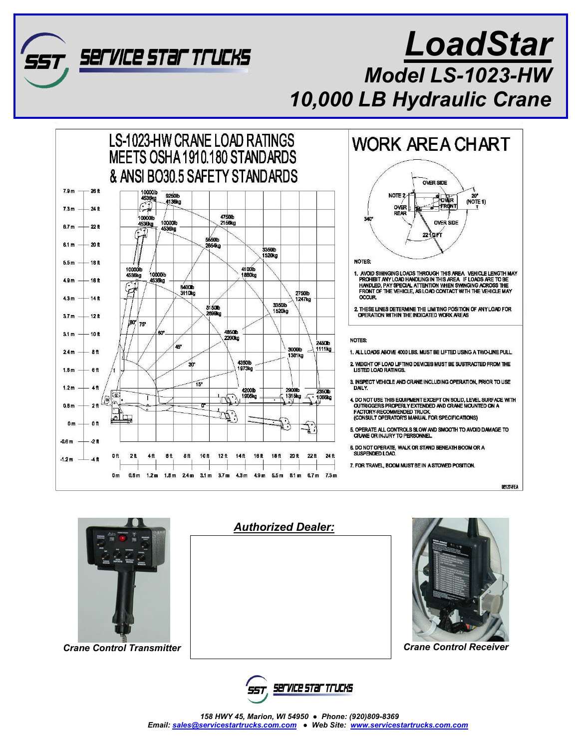# LoadStar

## Model LS-1023-HW

## 10,000 LB Hydraulic Crane

### LS-1023-HW CRANE LOAD RATINGS MEETS OSHA 1910.180 STANDARDS & ANSI BO30.5 SAFETY STANDARDS

10000lb 4536kg
9250lb 4196kg
10000lb 4536kg
10000lb 4536kg
4750lb 2155kg
5850lb 2654kg
3350lb 1520kg
10000lb 4536kg
10000lb 4536kg
4100lb 1860kg
6400lb 3110kg
2750lb 1247kg
5150lb 2699kg
3350lb 1520kg
4850lb 2200kg
2450lb 1111kg
3000lb 1361kg
4350lb 1973kg
4200lb 1905kg
2900lb 1315kg
2350lb 1066kg

80° 75° 60° 45° 30° 15° 0°

7.9 m — 26 ft
7.3 m — 24 ft
6.7 m — 22 ft
6.1 m — 20 ft
5.5 m — 18 ft
4.9 m — 16 ft
4.3 m — 14 ft
3.7 m — 12 ft
3.1 m — 10 ft
2.4 m — 8 ft
1.8 m — 6 ft
1.2 m — 4 ft
0.6 m — 2 ft
0 m — 0 ft
-0.6 m — -2 ft
-1.2 m — -4 ft

0 ft, 2 ft, 4 ft, 6 ft, 8 ft, 10 ft, 12 ft, 14 ft, 16 ft, 18 ft, 20 ft, 22 ft, 24 ft
0 m, 0.6 m, 1.2 m, 1.8 m, 2.4 m, 3.1 m, 3.7 m, 4.3 m, 4.9 m, 5.5 m, 6.1 m, 6.7 m, 7.3 m

### WORK AREA CHART

OVER SIDE
NOTE 2
OVER FRONT
20° (NOTE 1)
OVER REAR
340°
OVER SIDE
22 1/2 FT

NOTES:

1. AVOID SWINGING LOADS THROUGH THIS AREA. VEHICLE LENGTH MAY PROHIBIT ANY LOAD HANDLING IN THIS AREA. IF LOADS ARE TO BE HANDLED, PAY SPECIAL ATTENTION WHEN SWINGING ACROSS THE FRONT OF THE VEHICLE, AS LOAD CONTACT WITH THE VEHICLE MAY OCCUR.
2. THESE LINES DETERMINE THE LIMITING POSITION OF ANY LOAD FOR OPERATION WITHIN THE INDICATED WORK AREAS.

NOTES:

1. ALL LOADS ABOVE 4000 LBS. MUST BE LIFTED USING A TWO-LINE PULL.
2. WEIGHT OF LOAD LIFTING DEVICES MUST BE SUBTRACTED FROM THE LISTED LOAD RATINGS.
3. INSPECT VEHICLE AND CRANE INCLUDING OPERATION, PRIOR TO USE DAILY.
4. DO NOT USE THIS EQUIPMENT EXCEPT ON SOLID, LEVEL SURFACE WITH OUTRIGGERS PROPERLY EXTENDED AND CRANE MOUNTED ON A FACTORY-RECOMMENDED TRUCK. (CONSULT OPERATOR'S MANUAL FOR SPECIFICATIONS)
5. OPERATE ALL CONTROLS SLOW AND SMOOTH TO AVOID DAMAGE TO CRANE OR INJURY TO PERSONNEL.
6. DO NOT OPERATE, WALK OR STAND BENEATH BOOM OR A SUSPENDED LOAD.
7. FOR TRAVEL, BOOM MUST BE IN A STOWED POSITION.

08127-FEA

*Crane Control Transmitter*

***Authorized Dealer:***

*Crane Control Receiver*

*158 HWY 45, Marion, WI 54950 • Phone: (920)809-8369*
*Email: sales@servicestartrucks.com.com • Web Site: www.servicestartrucks.com.com*